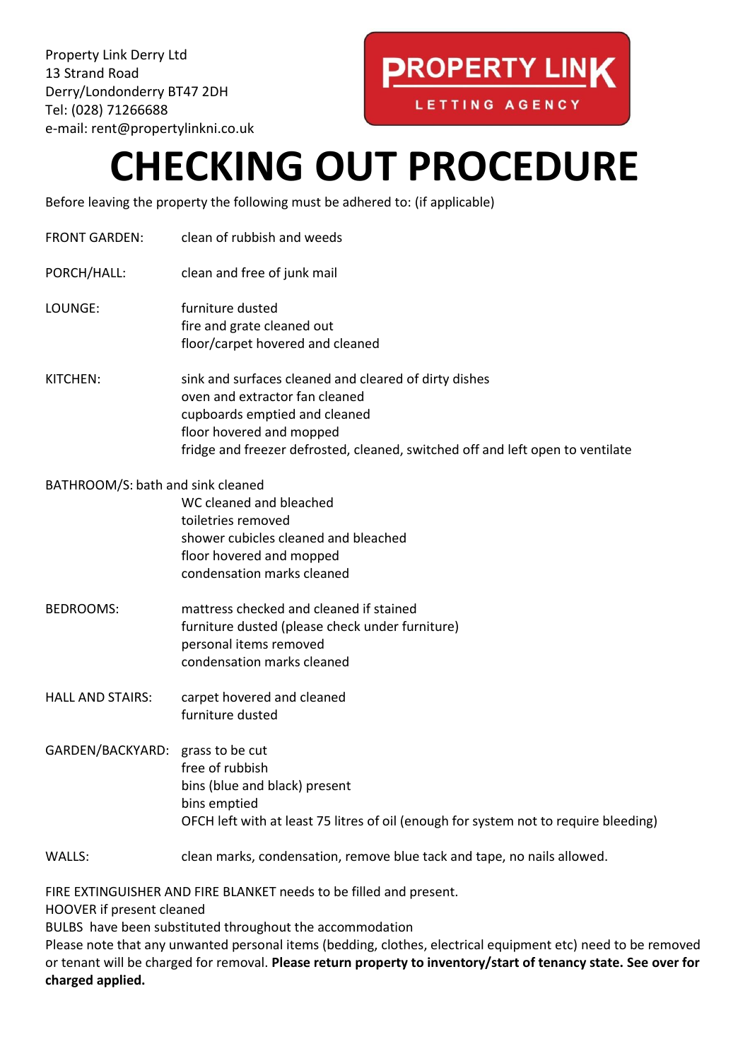Property Link Derry Ltd
13 Strand Road
Derry/Londonderry BT47 2DH
Tel: (028) 71266688
e-mail: rent@propertylinkni.co.uk

PROPERTY LINK
LETTING AGENCY

# CHECKING OUT PROCEDURE

Before leaving the property the following must be adhered to: (if applicable)

FRONT GARDEN: clean of rubbish and weeds

PORCH/HALL: clean and free of junk mail

LOUNGE:
- furniture dusted
- fire and grate cleaned out
- floor/carpet hovered and cleaned

KITCHEN:
- sink and surfaces cleaned and cleared of dirty dishes
- oven and extractor fan cleaned
- cupboards emptied and cleaned
- floor hovered and mopped
- fridge and freezer defrosted, cleaned, switched off and left open to ventilate

BATHROOM/S:
- bath and sink cleaned
- WC cleaned and bleached
- toiletries removed
- shower cubicles cleaned and bleached
- floor hovered and mopped
- condensation marks cleaned

BEDROOMS:
- mattress checked and cleaned if stained
- furniture dusted (please check under furniture)
- personal items removed
- condensation marks cleaned

HALL AND STAIRS:
- carpet hovered and cleaned
- furniture dusted

GARDEN/BACKYARD:
- grass to be cut
- free of rubbish
- bins (blue and black) present
- bins emptied
- OFCH left with at least 75 litres of oil (enough for system not to require bleeding)

WALLS: clean marks, condensation, remove blue tack and tape, no nails allowed.

FIRE EXTINGUISHER AND FIRE BLANKET needs to be filled and present.
HOOVER if present cleaned
BULBS have been substituted throughout the accommodation
Please note that any unwanted personal items (bedding, clothes, electrical equipment etc) need to be removed or tenant will be charged for removal. **Please return property to inventory/start of tenancy state. See over for charged applied.**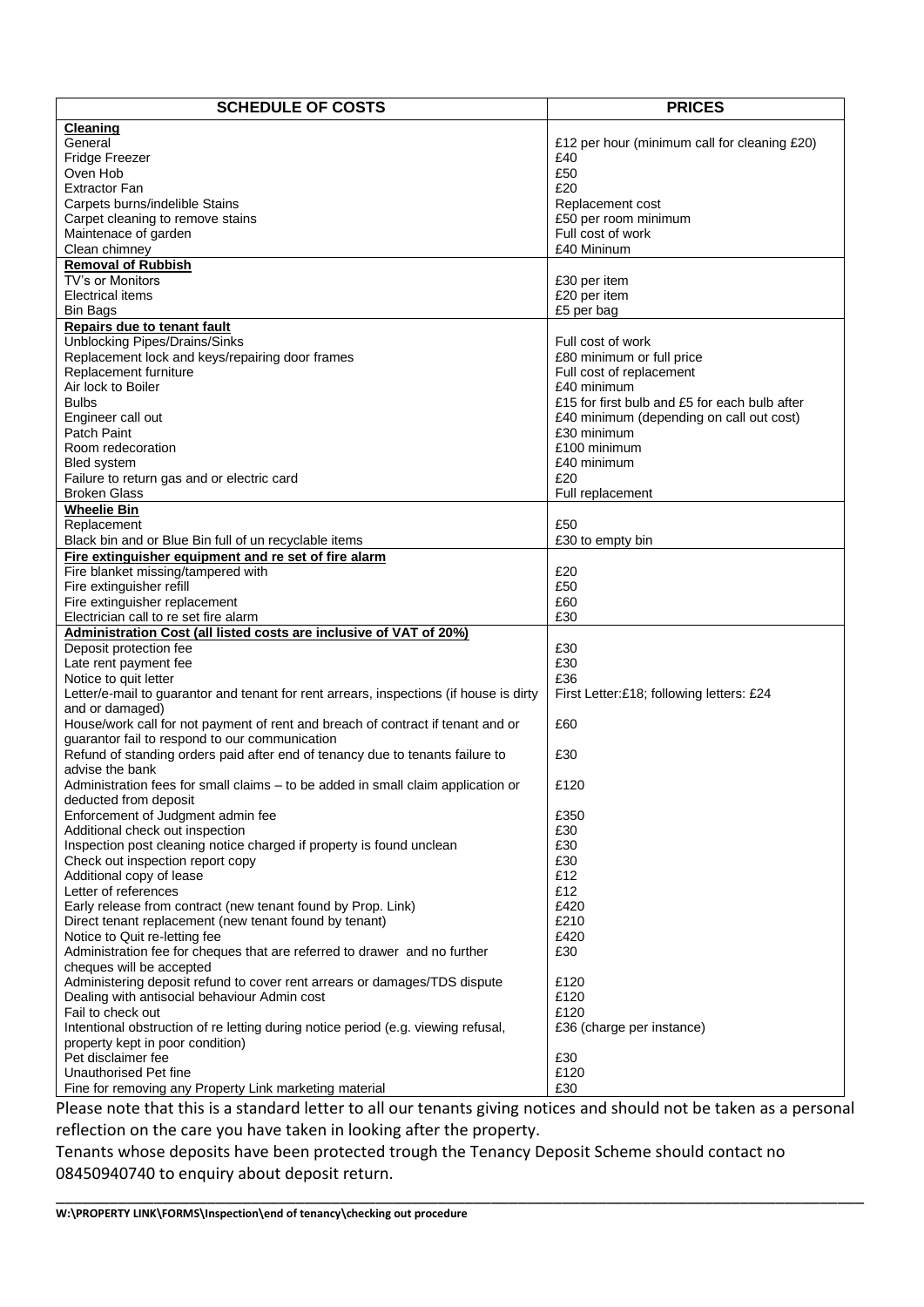| SCHEDULE OF COSTS | PRICES |
|---|---|
| **Cleaning** | |
| General | £12 per hour (minimum call for cleaning £20) |
| Fridge Freezer | £40 |
| Oven Hob | £50 |
| Extractor Fan | £20 |
| Carpets burns/indelible Stains | Replacement cost |
| Carpet cleaning to remove stains | £50 per room minimum |
| Maintenace of garden | Full cost of work |
| Clean chimney | £40 Mininum |
| **Removal of Rubbish** | |
| TV's or Monitors | £30 per item |
| Electrical items | £20 per item |
| Bin Bags | £5 per bag |
| **Repairs due to tenant fault** | |
| Unblocking Pipes/Drains/Sinks | Full cost of work |
| Replacement lock and keys/repairing door frames | £80 minimum or full price |
| Replacement furniture | Full cost of replacement |
| Air lock to Boiler | £40 minimum |
| Bulbs | £15 for first bulb and £5 for each bulb after |
| Engineer call out | £40 minimum (depending on call out cost) |
| Patch Paint | £30 minimum |
| Room redecoration | £100 minimum |
| Bled system | £40 minimum |
| Failure to return gas and or electric card | £20 |
| Broken Glass | Full replacement |
| **Wheelie Bin** | |
| Replacement | £50 |
| Black bin and or Blue Bin full of un recyclable items | £30 to empty bin |
| **Fire extinguisher equipment and re set of fire alarm** | |
| Fire blanket missing/tampered with | £20 |
| Fire extinguisher refill | £50 |
| Fire extinguisher replacement | £60 |
| Electrician call to re set fire alarm | £30 |
| **Administration Cost (all listed costs are inclusive of VAT of 20%)** | |
| Deposit protection fee | £30 |
| Late rent payment fee | £30 |
| Notice to quit letter | £36 |
| Letter/e-mail to guarantor and tenant for rent arrears, inspections (if house is dirty and or damaged) | First Letter:£18; following letters: £24 |
| House/work call for not payment of rent and breach of contract if tenant and or guarantor fail to respond to our communication | £60 |
| Refund of standing orders paid after end of tenancy due to tenants failure to advise the bank | £30 |
| Administration fees for small claims – to be added in small claim application or deducted from deposit | £120 |
| Enforcement of Judgment admin fee | £350 |
| Additional check out inspection | £30 |
| Inspection post cleaning notice charged if property is found unclean | £30 |
| Check out inspection report copy | £30 |
| Additional copy of lease | £12 |
| Letter of references | £12 |
| Early release from contract (new tenant found by Prop. Link) | £420 |
| Direct tenant replacement (new tenant found by tenant) | £210 |
| Notice to Quit re-letting fee | £420 |
| Administration fee for cheques that are referred to drawer and no further cheques will be accepted | £30 |
| Administering deposit refund to cover rent arrears or damages/TDS dispute | £120 |
| Dealing with antisocial behaviour Admin cost | £120 |
| Fail to check out | £120 |
| Intentional obstruction of re letting during notice period (e.g. viewing refusal, property kept in poor condition) | £36 (charge per instance) |
| Pet disclaimer fee | £30 |
| Unauthorised Pet fine | £120 |
| Fine for removing any Property Link marketing material | £30 |

Please note that this is a standard letter to all our tenants giving notices and should not be taken as a personal reflection on the care you have taken in looking after the property.

Tenants whose deposits have been protected trough the Tenancy Deposit Scheme should contact no 08450940740 to enquiry about deposit return.

**W:\PROPERTY LINK\FORMS\Inspection\end of tenancy\checking out procedure**